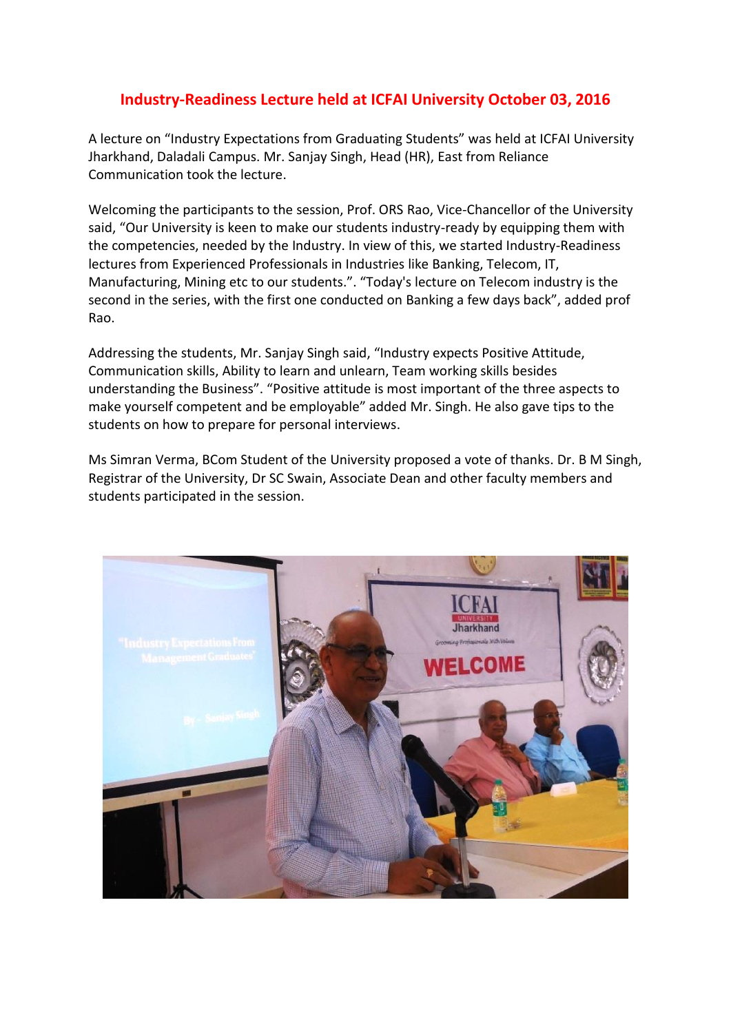# Industry-Readiness Lecture held at ICFAI University October 03, 2016

A lecture on “Industry Expectations from Graduating Students” was held at ICFAI University Jharkhand, Daladali Campus. Mr. Sanjay Singh, Head (HR), East from Reliance Communication took the lecture.

Welcoming the participants to the session, Prof. ORS Rao, Vice-Chancellor of the University said, “Our University is keen to make our students industry-ready by equipping them with the competencies, needed by the Industry. In view of this, we started Industry-Readiness lectures from Experienced Professionals in Industries like Banking, Telecom, IT, Manufacturing, Mining etc to our students.”. “Today's lecture on Telecom industry is the second in the series, with the first one conducted on Banking a few days back”, added prof Rao.

Addressing the students, Mr. Sanjay Singh said, “Industry expects Positive Attitude, Communication skills, Ability to learn and unlearn, Team working skills besides understanding the Business”. “Positive attitude is most important of the three aspects to make yourself competent and be employable” added Mr. Singh. He also gave tips to the students on how to prepare for personal interviews.

Ms Simran Verma, BCom Student of the University proposed a vote of thanks. Dr. B M Singh, Registrar of the University, Dr SC Swain, Associate Dean and other faculty members and students participated in the session.